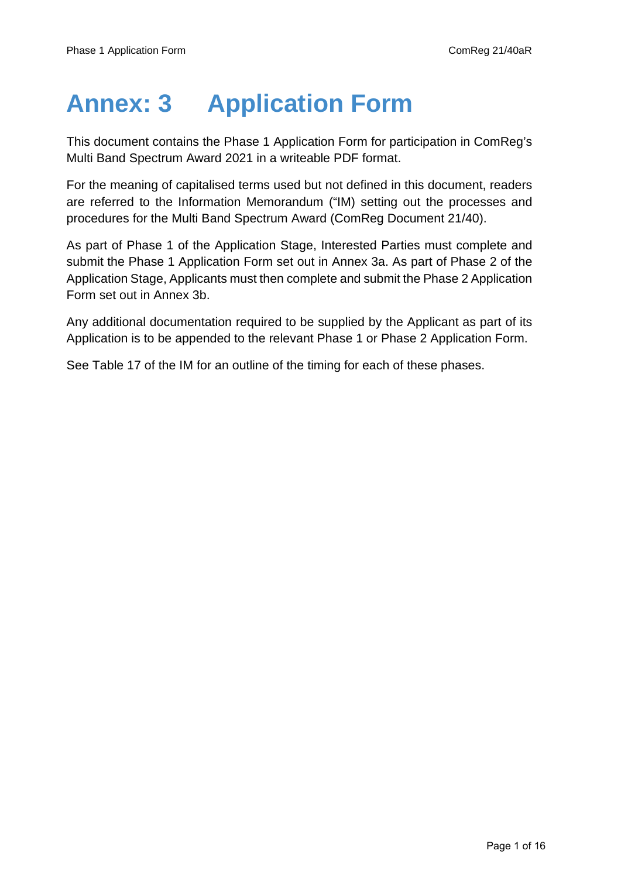# Annex: 3 Application Form

This document contains the Phase 1 Application Form for participation in ComReg's Multi Band Spectrum Award 2021 in a writeable PDF format.

For the meaning of capitalised terms used but not defined in this document, readers are referred to the Information Memorandum ("IM) setting out the processes and procedures for the Multi Band Spectrum Award (ComReg Document 21/40).

As part of Phase 1 of the Application Stage, Interested Parties must complete and submit the Phase 1 Application Form set out in Annex 3a. As part of Phase 2 of the Application Stage, Applicants must then complete and submit the Phase 2 Application Form set out in Annex 3b.

Any additional documentation required to be supplied by the Applicant as part of its Application is to be appended to the relevant Phase 1 or Phase 2 Application Form.

See Table 17 of the IM for an outline of the timing for each of these phases.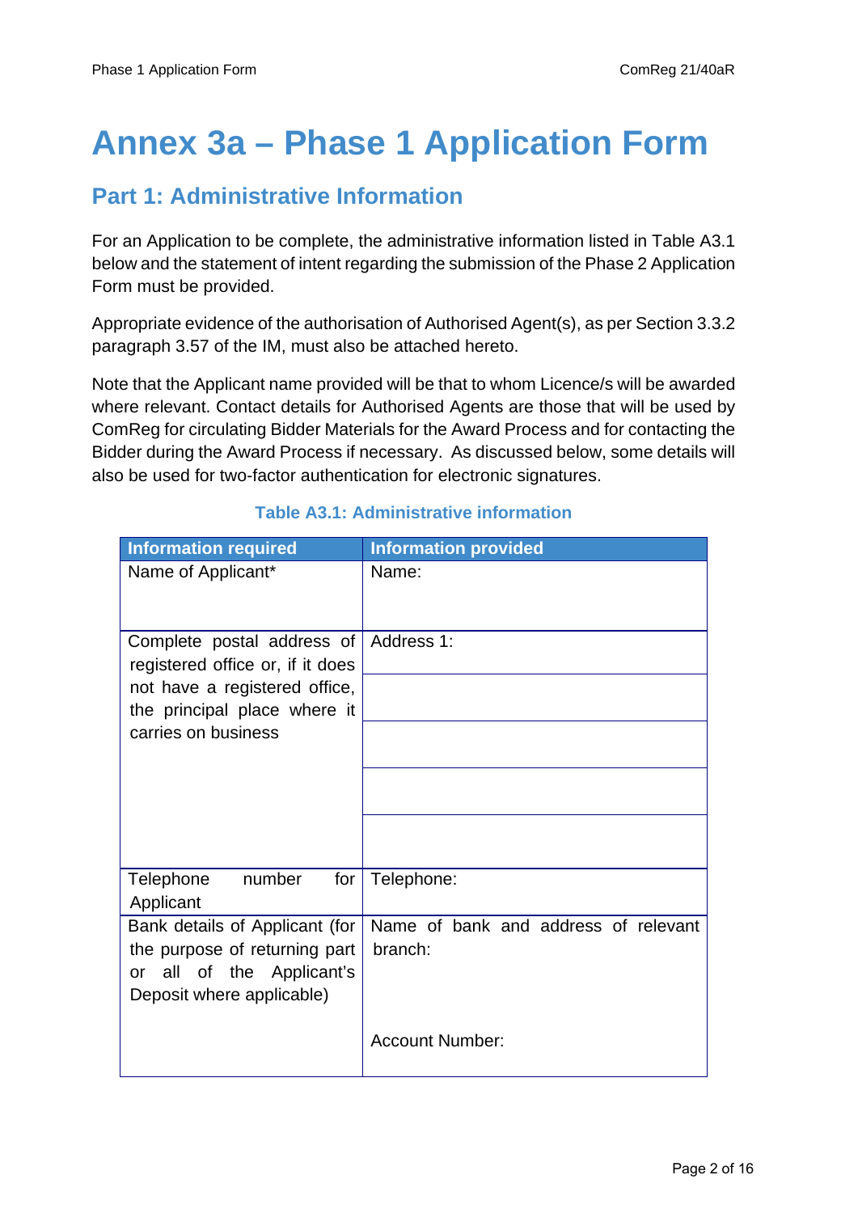# Annex 3a – Phase 1 Application Form

## Part 1: Administrative Information

For an Application to be complete, the administrative information listed in Table A3.1 below and the statement of intent regarding the submission of the Phase 2 Application Form must be provided.

Appropriate evidence of the authorisation of Authorised Agent(s), as per Section 3.3.2 paragraph 3.57 of the IM, must also be attached hereto.

Note that the Applicant name provided will be that to whom Licence/s will be awarded where relevant. Contact details for Authorised Agents are those that will be used by ComReg for circulating Bidder Materials for the Award Process and for contacting the Bidder during the Award Process if necessary. As discussed below, some details will also be used for two-factor authentication for electronic signatures.

**Table A3.1: Administrative information**

| Information required | Information provided |
|---|---|
| Name of Applicant* | Name: |
| Complete postal address of registered office or, if it does not have a registered office, the principal place where it carries on business | Address 1: |
| | |
| | |
| | |
| | |
| Telephone number for Applicant | Telephone: |
| Bank details of Applicant (for the purpose of returning part or all of the Applicant's Deposit where applicable) | Name of bank and address of relevant branch:<br><br>Account Number: |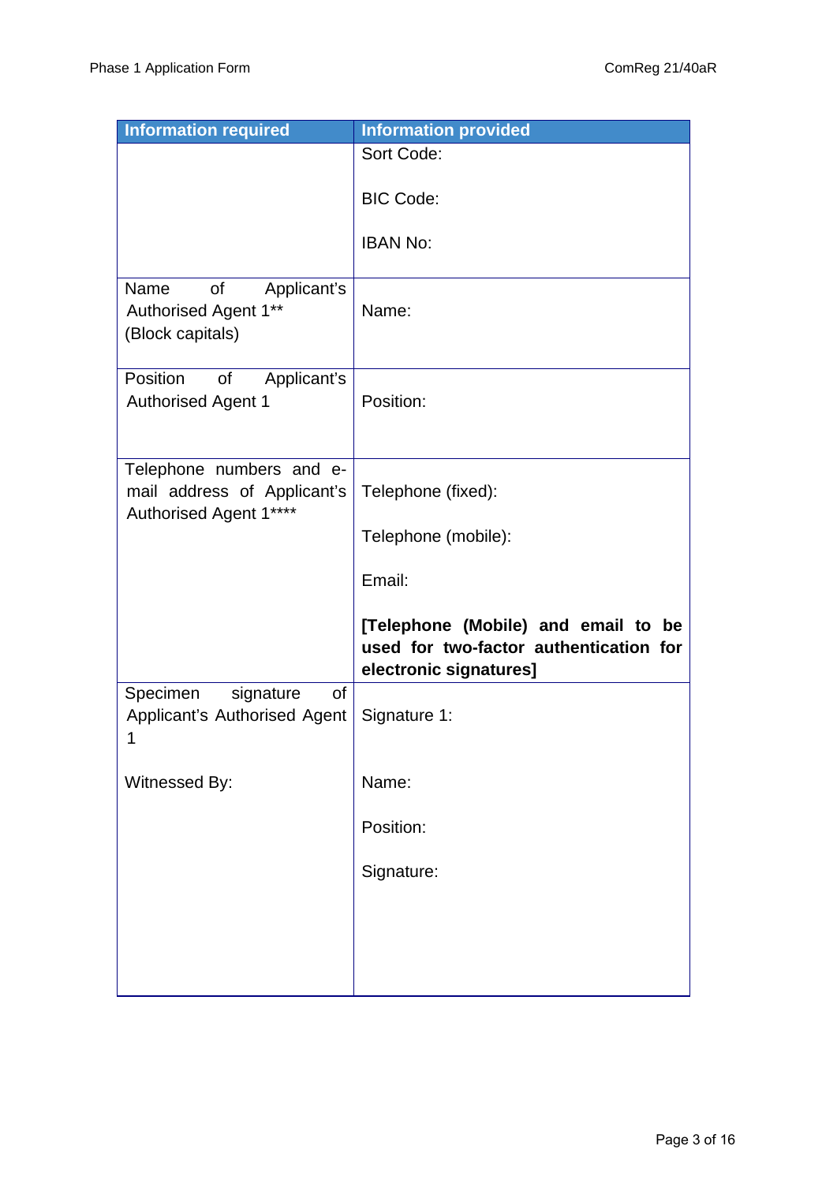| Information required | Information provided |
|---|---|
| | Sort Code:<br><br>BIC Code:<br><br>IBAN No: |
| Name of Applicant's Authorised Agent 1**<br>(Block capitals) | Name: |
| Position of Applicant's Authorised Agent 1 | Position: |
| Telephone numbers and e-mail address of Applicant's Authorised Agent 1**** | Telephone (fixed):<br><br>Telephone (mobile):<br><br>Email:<br><br>**[Telephone (Mobile) and email to be used for two-factor authentication for electronic signatures]** |
| Specimen signature of Applicant's Authorised Agent 1<br><br>Witnessed By: | Signature 1:<br><br>Name:<br><br>Position:<br><br>Signature: |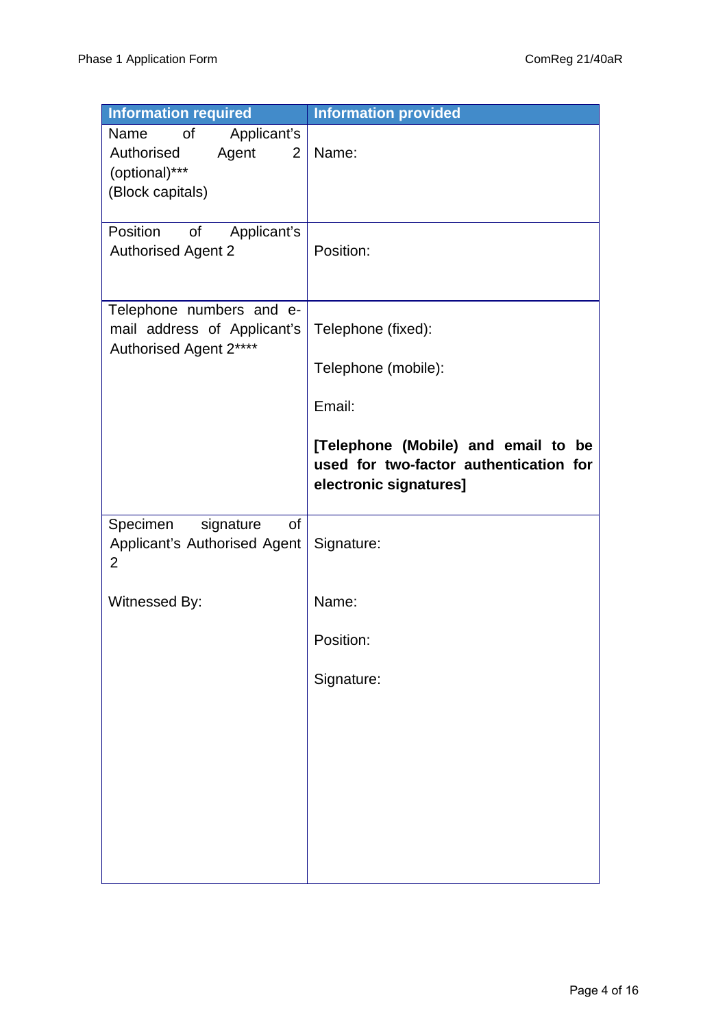| Information required | Information provided |
|---|---|
| Name of Applicant's Authorised Agent 2 (optional)*** (Block capitals) | Name: |
| Position of Applicant's Authorised Agent 2 | Position: |
| Telephone numbers and e-mail address of Applicant's Authorised Agent 2**** | Telephone (fixed):<br><br>Telephone (mobile):<br><br>Email:<br><br>**[Telephone (Mobile) and email to be used for two-factor authentication for electronic signatures]** |
| Specimen signature of Applicant's Authorised Agent 2<br><br>Witnessed By: | Signature:<br><br>Name:<br><br>Position:<br><br>Signature: |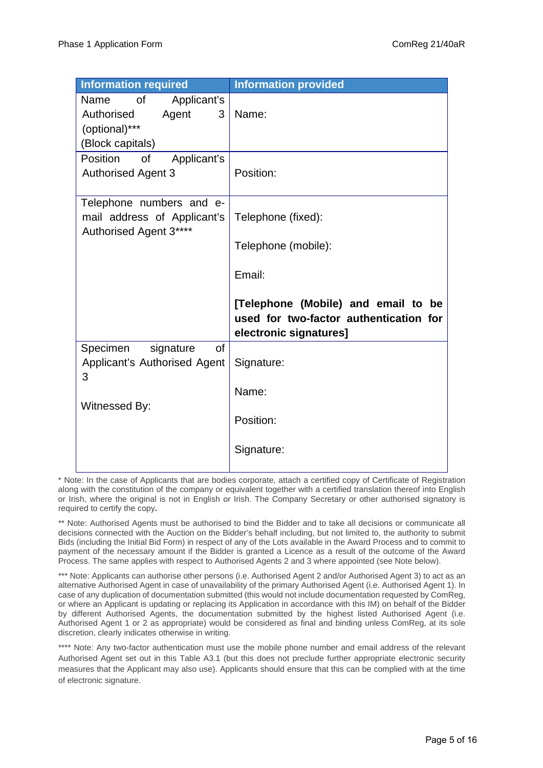| Information required | Information provided |
|---|---|
| Name of Applicant's Authorised Agent 3 (optional)*** (Block capitals) | Name: |
| Position of Applicant's Authorised Agent 3 | Position: |
| Telephone numbers and e-mail address of Applicant's Authorised Agent 3**** | Telephone (fixed):<br><br>Telephone (mobile):<br><br>Email:<br><br>**[Telephone (Mobile) and email to be used for two-factor authentication for electronic signatures]** |
| Specimen signature of Applicant's Authorised Agent 3<br><br>Witnessed By: | Signature:<br><br>Name:<br><br>Position:<br><br>Signature: |

* Note: In the case of Applicants that are bodies corporate, attach a certified copy of Certificate of Registration along with the constitution of the company or equivalent together with a certified translation thereof into English or Irish, where the original is not in English or Irish. The Company Secretary or other authorised signatory is required to certify the copy.

** Note: Authorised Agents must be authorised to bind the Bidder and to take all decisions or communicate all decisions connected with the Auction on the Bidder's behalf including, but not limited to, the authority to submit Bids (including the Initial Bid Form) in respect of any of the Lots available in the Award Process and to commit to payment of the necessary amount if the Bidder is granted a Licence as a result of the outcome of the Award Process. The same applies with respect to Authorised Agents 2 and 3 where appointed (see Note below).

*** Note: Applicants can authorise other persons (i.e. Authorised Agent 2 and/or Authorised Agent 3) to act as an alternative Authorised Agent in case of unavailability of the primary Authorised Agent (i.e. Authorised Agent 1). In case of any duplication of documentation submitted (this would not include documentation requested by ComReg, or where an Applicant is updating or replacing its Application in accordance with this IM) on behalf of the Bidder by different Authorised Agents, the documentation submitted by the highest listed Authorised Agent (i.e. Authorised Agent 1 or 2 as appropriate) would be considered as final and binding unless ComReg, at its sole discretion, clearly indicates otherwise in writing.

**** Note: Any two-factor authentication must use the mobile phone number and email address of the relevant Authorised Agent set out in this Table A3.1 (but this does not preclude further appropriate electronic security measures that the Applicant may also use). Applicants should ensure that this can be complied with at the time of electronic signature.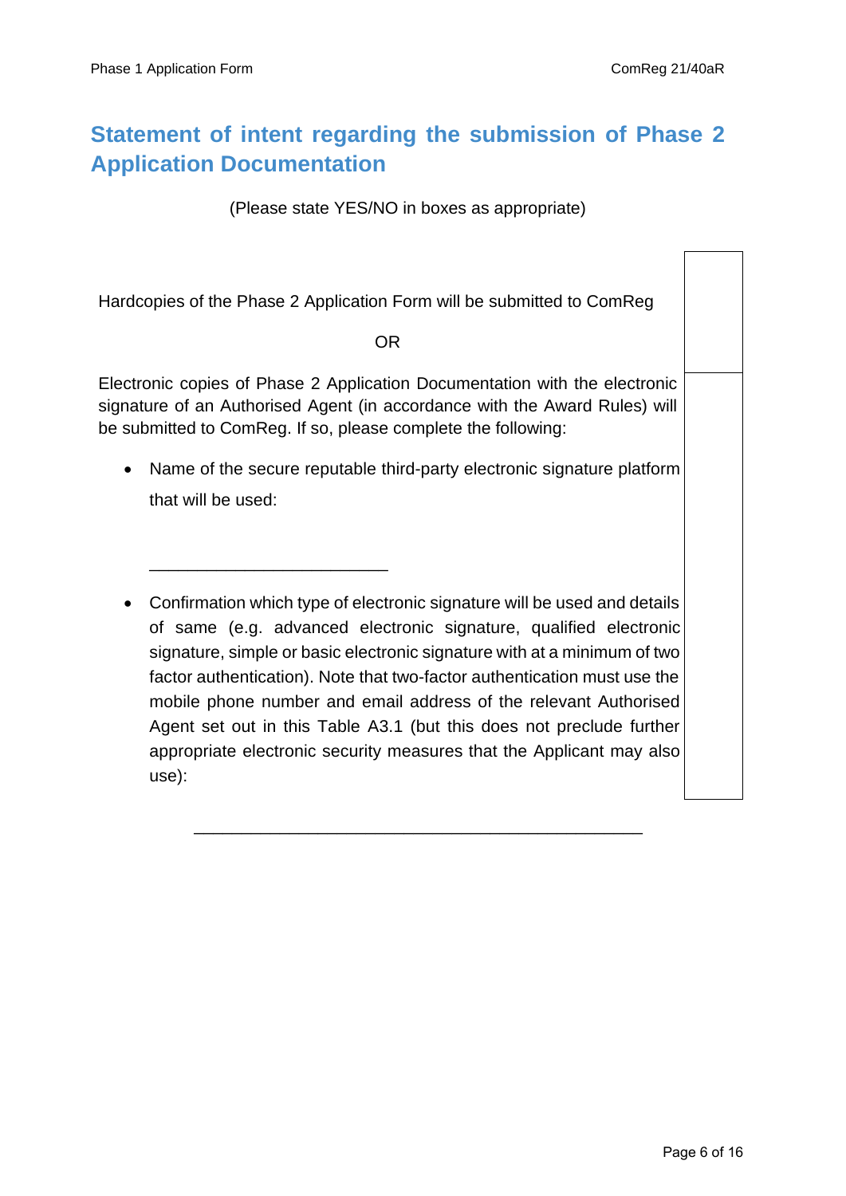## Statement of intent regarding the submission of Phase 2 Application Documentation

(Please state YES/NO in boxes as appropriate)

| | |
|---|---|
| Hardcopies of the Phase 2 Application Form will be submitted to ComReg<br><br>OR | |
| Electronic copies of Phase 2 Application Documentation with the electronic signature of an Authorised Agent (in accordance with the Award Rules) will be submitted to ComReg. If so, please complete the following:<br><br>• Name of the secure reputable third-party electronic signature platform that will be used:<br><br>\_\_\_\_\_\_\_\_\_\_\_\_\_\_\_\_\_\_\_\_\_\_\_\_\_\_\_\_\_\_<br><br>• Confirmation which type of electronic signature will be used and details of same (e.g. advanced electronic signature, qualified electronic signature, simple or basic electronic signature with at a minimum of two factor authentication). Note that two-factor authentication must use the mobile phone number and email address of the relevant Authorised Agent set out in this Table A3.1 (but this does not preclude further appropriate electronic security measures that the Applicant may also use): | |

\_\_\_\_\_\_\_\_\_\_\_\_\_\_\_\_\_\_\_\_\_\_\_\_\_\_\_\_\_\_\_\_\_\_\_\_\_\_\_\_\_\_\_\_\_\_\_\_\_\_\_\_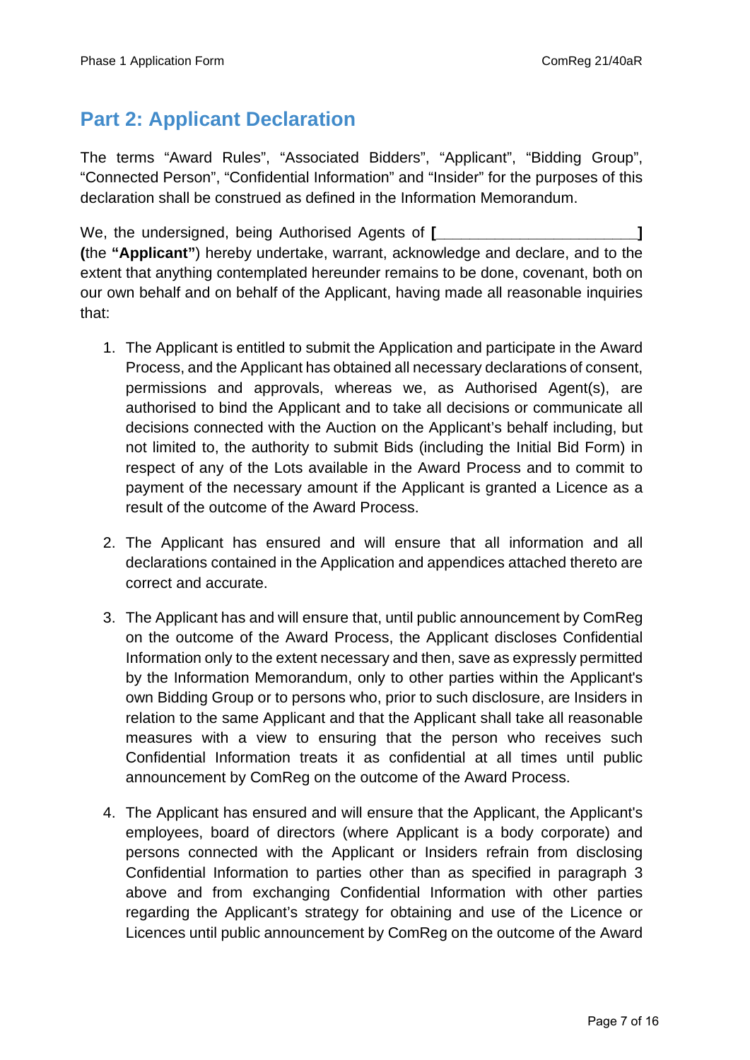## Part 2: Applicant Declaration

The terms "Award Rules", "Associated Bidders", "Applicant", "Bidding Group", "Connected Person", "Confidential Information" and "Insider" for the purposes of this declaration shall be construed as defined in the Information Memorandum.

We, the undersigned, being Authorised Agents of **[________________________] (**the **"Applicant"**) hereby undertake, warrant, acknowledge and declare, and to the extent that anything contemplated hereunder remains to be done, covenant, both on our own behalf and on behalf of the Applicant, having made all reasonable inquiries that:

1. The Applicant is entitled to submit the Application and participate in the Award Process, and the Applicant has obtained all necessary declarations of consent, permissions and approvals, whereas we, as Authorised Agent(s), are authorised to bind the Applicant and to take all decisions or communicate all decisions connected with the Auction on the Applicant's behalf including, but not limited to, the authority to submit Bids (including the Initial Bid Form) in respect of any of the Lots available in the Award Process and to commit to payment of the necessary amount if the Applicant is granted a Licence as a result of the outcome of the Award Process.

2. The Applicant has ensured and will ensure that all information and all declarations contained in the Application and appendices attached thereto are correct and accurate.

3. The Applicant has and will ensure that, until public announcement by ComReg on the outcome of the Award Process, the Applicant discloses Confidential Information only to the extent necessary and then, save as expressly permitted by the Information Memorandum, only to other parties within the Applicant's own Bidding Group or to persons who, prior to such disclosure, are Insiders in relation to the same Applicant and that the Applicant shall take all reasonable measures with a view to ensuring that the person who receives such Confidential Information treats it as confidential at all times until public announcement by ComReg on the outcome of the Award Process.

4. The Applicant has ensured and will ensure that the Applicant, the Applicant's employees, board of directors (where Applicant is a body corporate) and persons connected with the Applicant or Insiders refrain from disclosing Confidential Information to parties other than as specified in paragraph 3 above and from exchanging Confidential Information with other parties regarding the Applicant's strategy for obtaining and use of the Licence or Licences until public announcement by ComReg on the outcome of the Award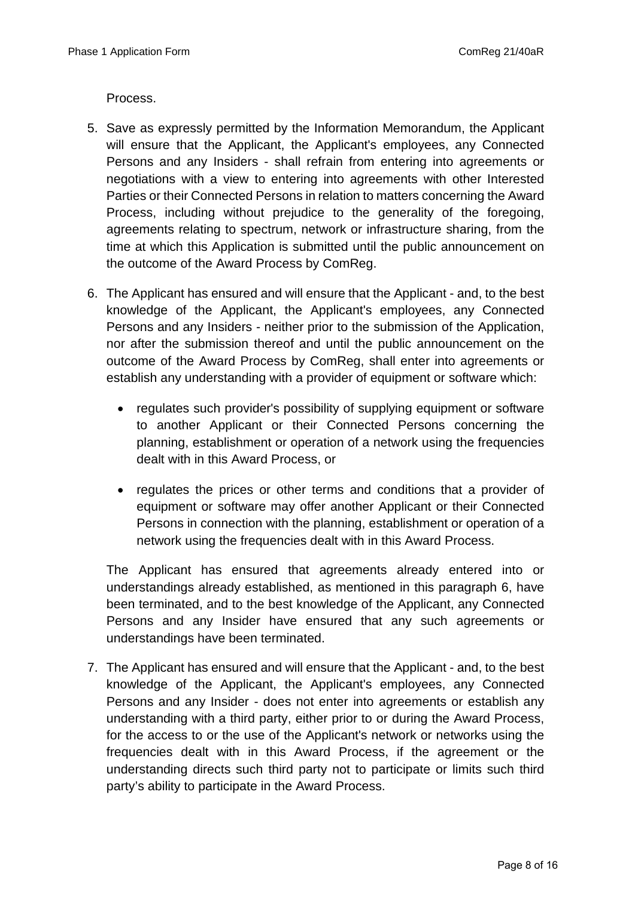Process.

5. Save as expressly permitted by the Information Memorandum, the Applicant will ensure that the Applicant, the Applicant's employees, any Connected Persons and any Insiders - shall refrain from entering into agreements or negotiations with a view to entering into agreements with other Interested Parties or their Connected Persons in relation to matters concerning the Award Process, including without prejudice to the generality of the foregoing, agreements relating to spectrum, network or infrastructure sharing, from the time at which this Application is submitted until the public announcement on the outcome of the Award Process by ComReg.

6. The Applicant has ensured and will ensure that the Applicant - and, to the best knowledge of the Applicant, the Applicant's employees, any Connected Persons and any Insiders - neither prior to the submission of the Application, nor after the submission thereof and until the public announcement on the outcome of the Award Process by ComReg, shall enter into agreements or establish any understanding with a provider of equipment or software which:

   - regulates such provider's possibility of supplying equipment or software to another Applicant or their Connected Persons concerning the planning, establishment or operation of a network using the frequencies dealt with in this Award Process, or

   - regulates the prices or other terms and conditions that a provider of equipment or software may offer another Applicant or their Connected Persons in connection with the planning, establishment or operation of a network using the frequencies dealt with in this Award Process.

   The Applicant has ensured that agreements already entered into or understandings already established, as mentioned in this paragraph 6, have been terminated, and to the best knowledge of the Applicant, any Connected Persons and any Insider have ensured that any such agreements or understandings have been terminated.

7. The Applicant has ensured and will ensure that the Applicant - and, to the best knowledge of the Applicant, the Applicant's employees, any Connected Persons and any Insider - does not enter into agreements or establish any understanding with a third party, either prior to or during the Award Process, for the access to or the use of the Applicant's network or networks using the frequencies dealt with in this Award Process, if the agreement or the understanding directs such third party not to participate or limits such third party's ability to participate in the Award Process.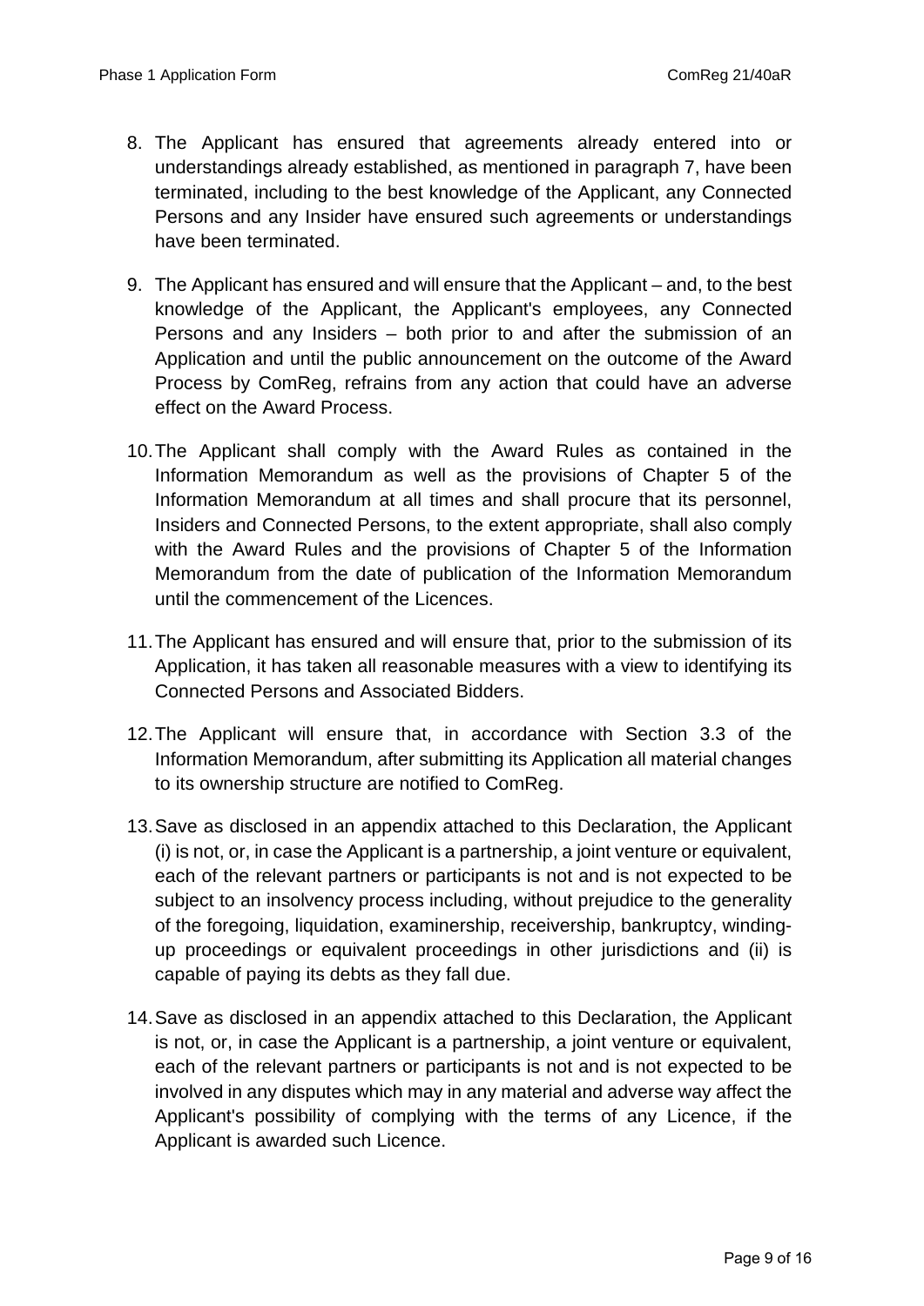8. The Applicant has ensured that agreements already entered into or understandings already established, as mentioned in paragraph 7, have been terminated, including to the best knowledge of the Applicant, any Connected Persons and any Insider have ensured such agreements or understandings have been terminated.

9. The Applicant has ensured and will ensure that the Applicant – and, to the best knowledge of the Applicant, the Applicant's employees, any Connected Persons and any Insiders – both prior to and after the submission of an Application and until the public announcement on the outcome of the Award Process by ComReg, refrains from any action that could have an adverse effect on the Award Process.

10. The Applicant shall comply with the Award Rules as contained in the Information Memorandum as well as the provisions of Chapter 5 of the Information Memorandum at all times and shall procure that its personnel, Insiders and Connected Persons, to the extent appropriate, shall also comply with the Award Rules and the provisions of Chapter 5 of the Information Memorandum from the date of publication of the Information Memorandum until the commencement of the Licences.

11. The Applicant has ensured and will ensure that, prior to the submission of its Application, it has taken all reasonable measures with a view to identifying its Connected Persons and Associated Bidders.

12. The Applicant will ensure that, in accordance with Section 3.3 of the Information Memorandum, after submitting its Application all material changes to its ownership structure are notified to ComReg.

13. Save as disclosed in an appendix attached to this Declaration, the Applicant (i) is not, or, in case the Applicant is a partnership, a joint venture or equivalent, each of the relevant partners or participants is not and is not expected to be subject to an insolvency process including, without prejudice to the generality of the foregoing, liquidation, examinership, receivership, bankruptcy, winding-up proceedings or equivalent proceedings in other jurisdictions and (ii) is capable of paying its debts as they fall due.

14. Save as disclosed in an appendix attached to this Declaration, the Applicant is not, or, in case the Applicant is a partnership, a joint venture or equivalent, each of the relevant partners or participants is not and is not expected to be involved in any disputes which may in any material and adverse way affect the Applicant's possibility of complying with the terms of any Licence, if the Applicant is awarded such Licence.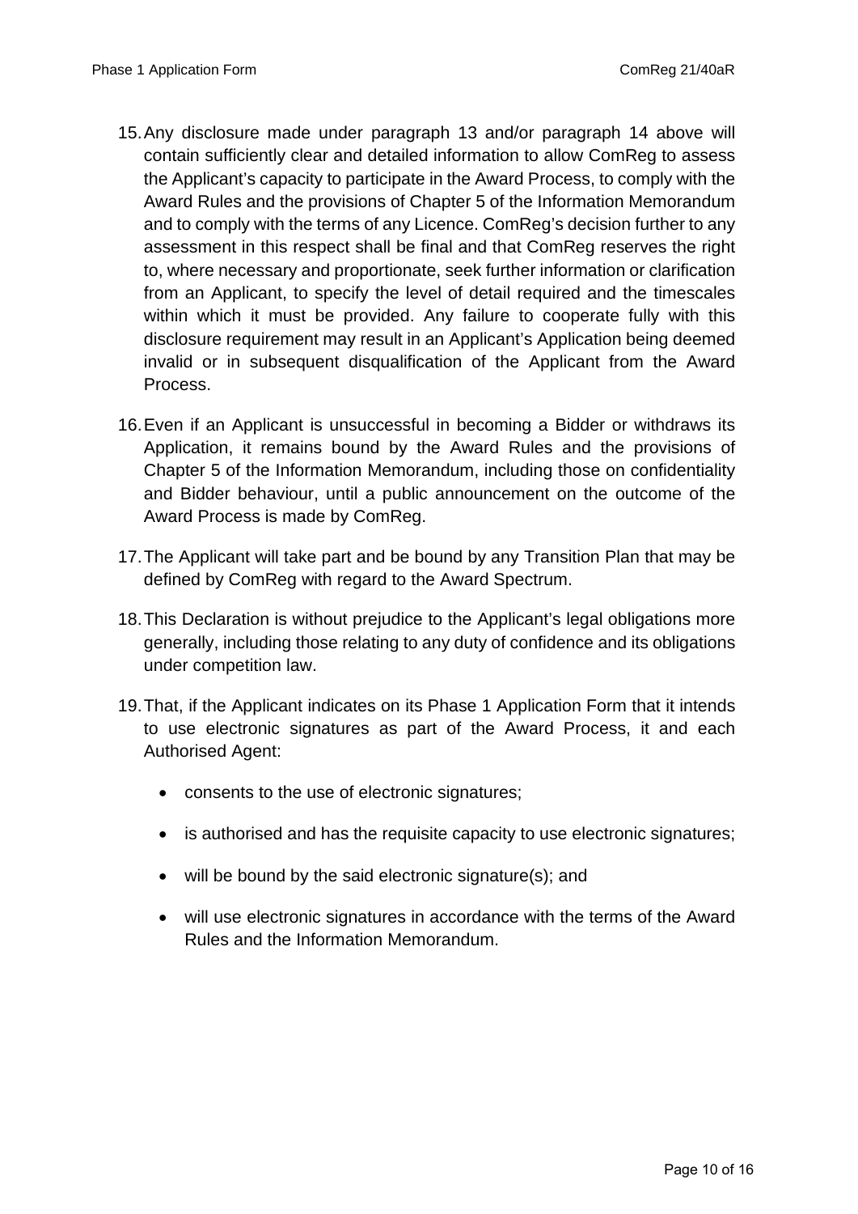15. Any disclosure made under paragraph 13 and/or paragraph 14 above will contain sufficiently clear and detailed information to allow ComReg to assess the Applicant's capacity to participate in the Award Process, to comply with the Award Rules and the provisions of Chapter 5 of the Information Memorandum and to comply with the terms of any Licence. ComReg's decision further to any assessment in this respect shall be final and that ComReg reserves the right to, where necessary and proportionate, seek further information or clarification from an Applicant, to specify the level of detail required and the timescales within which it must be provided. Any failure to cooperate fully with this disclosure requirement may result in an Applicant's Application being deemed invalid or in subsequent disqualification of the Applicant from the Award Process.

16. Even if an Applicant is unsuccessful in becoming a Bidder or withdraws its Application, it remains bound by the Award Rules and the provisions of Chapter 5 of the Information Memorandum, including those on confidentiality and Bidder behaviour, until a public announcement on the outcome of the Award Process is made by ComReg.

17. The Applicant will take part and be bound by any Transition Plan that may be defined by ComReg with regard to the Award Spectrum.

18. This Declaration is without prejudice to the Applicant's legal obligations more generally, including those relating to any duty of confidence and its obligations under competition law.

19. That, if the Applicant indicates on its Phase 1 Application Form that it intends to use electronic signatures as part of the Award Process, it and each Authorised Agent:

    - consents to the use of electronic signatures;
    - is authorised and has the requisite capacity to use electronic signatures;
    - will be bound by the said electronic signature(s); and
    - will use electronic signatures in accordance with the terms of the Award Rules and the Information Memorandum.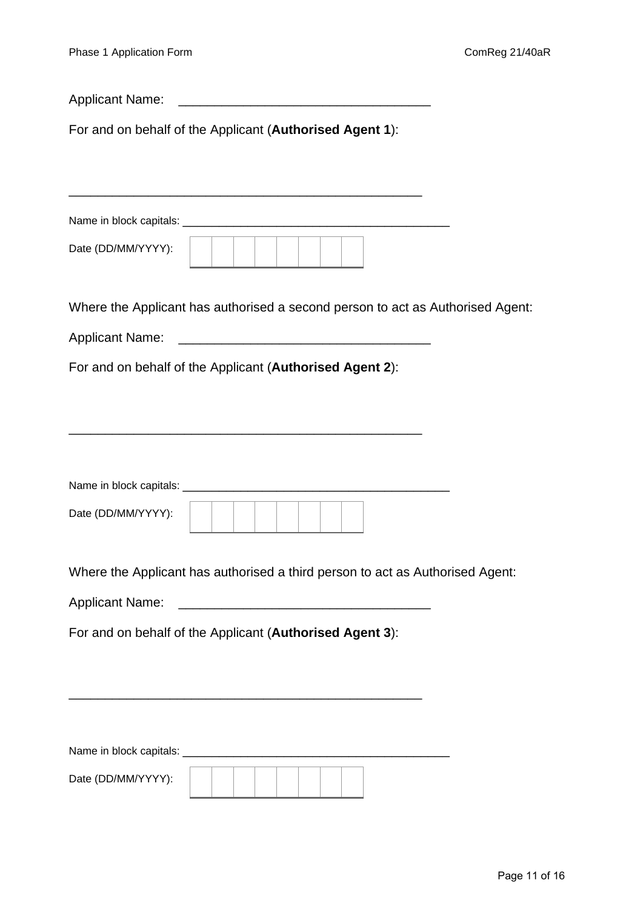Applicant Name: ___________________________________

For and on behalf of the Applicant (**Authorised Agent 1**):

__________________________________________________

Name in block capitals: ______________________________________

Date (DD/MM/YYYY):

| | | | | | | | |
|---|---|---|---|---|---|---|---|
| | | | | | | | |

Where the Applicant has authorised a second person to act as Authorised Agent:

Applicant Name: ___________________________________

For and on behalf of the Applicant (**Authorised Agent 2**):

__________________________________________________

Name in block capitals: ______________________________________

Date (DD/MM/YYYY):

| | | | | | | | |
|---|---|---|---|---|---|---|---|
| | | | | | | | |

Where the Applicant has authorised a third person to act as Authorised Agent:

Applicant Name: ___________________________________

For and on behalf of the Applicant (**Authorised Agent 3**):

__________________________________________________

Name in block capitals: ______________________________________

Date (DD/MM/YYYY):

| | | | | | | | |
|---|---|---|---|---|---|---|---|
| | | | | | | | |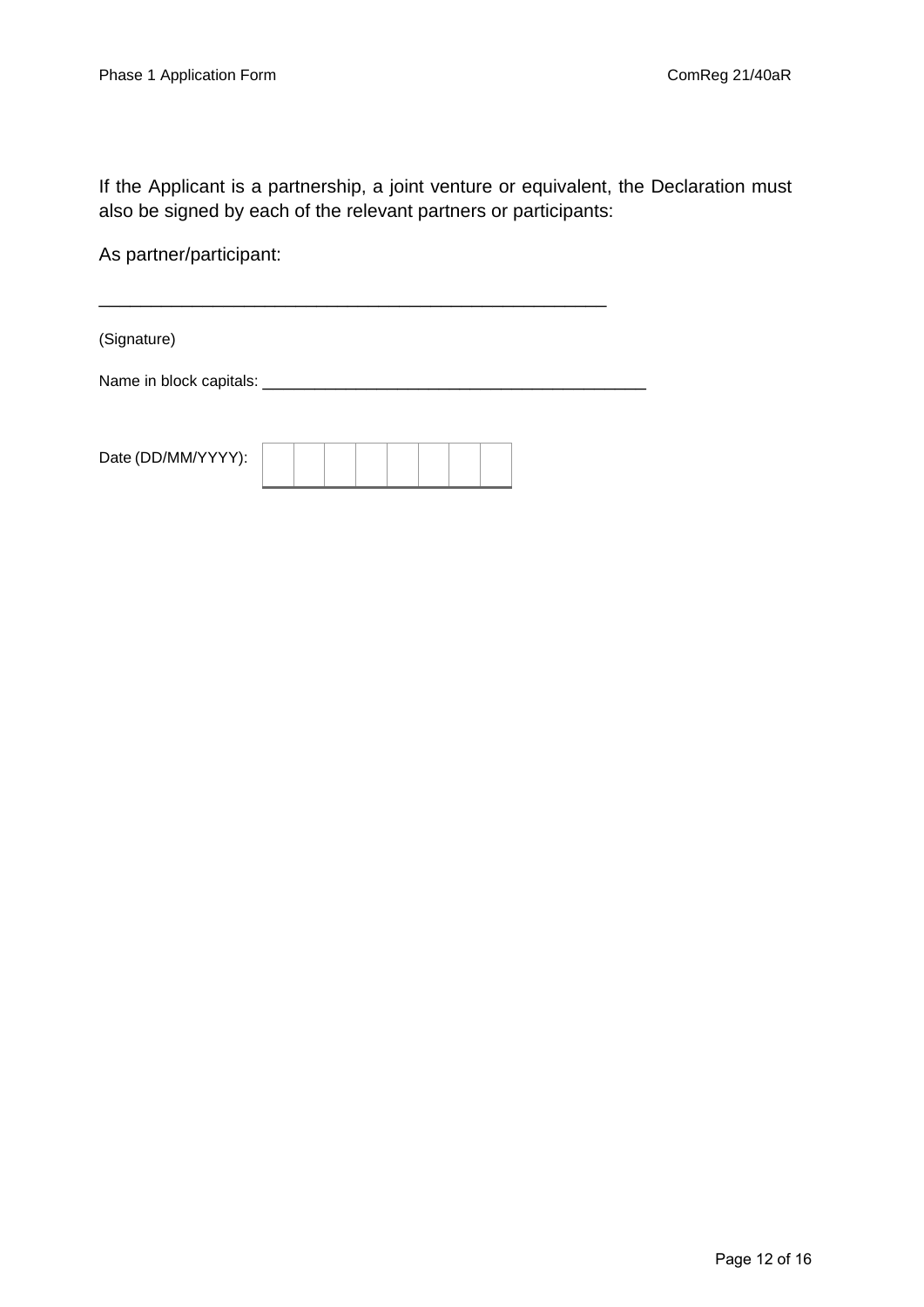If the Applicant is a partnership, a joint venture or equivalent, the Declaration must also be signed by each of the relevant partners or participants:

As partner/participant:

\_\_\_\_\_\_\_\_\_\_\_\_\_\_\_\_\_\_\_\_\_\_\_\_\_\_\_\_\_\_\_\_\_\_\_\_\_\_\_\_\_\_\_\_\_\_\_\_\_\_\_\_

(Signature)

Name in block capitals: \_\_\_\_\_\_\_\_\_\_\_\_\_\_\_\_\_\_\_\_\_\_\_\_\_\_\_\_\_\_\_\_\_\_\_\_\_\_\_\_\_\_

Date (DD/MM/YYYY):

| | | | | | | | |
|---|---|---|---|---|---|---|---|
| | | | | | | | |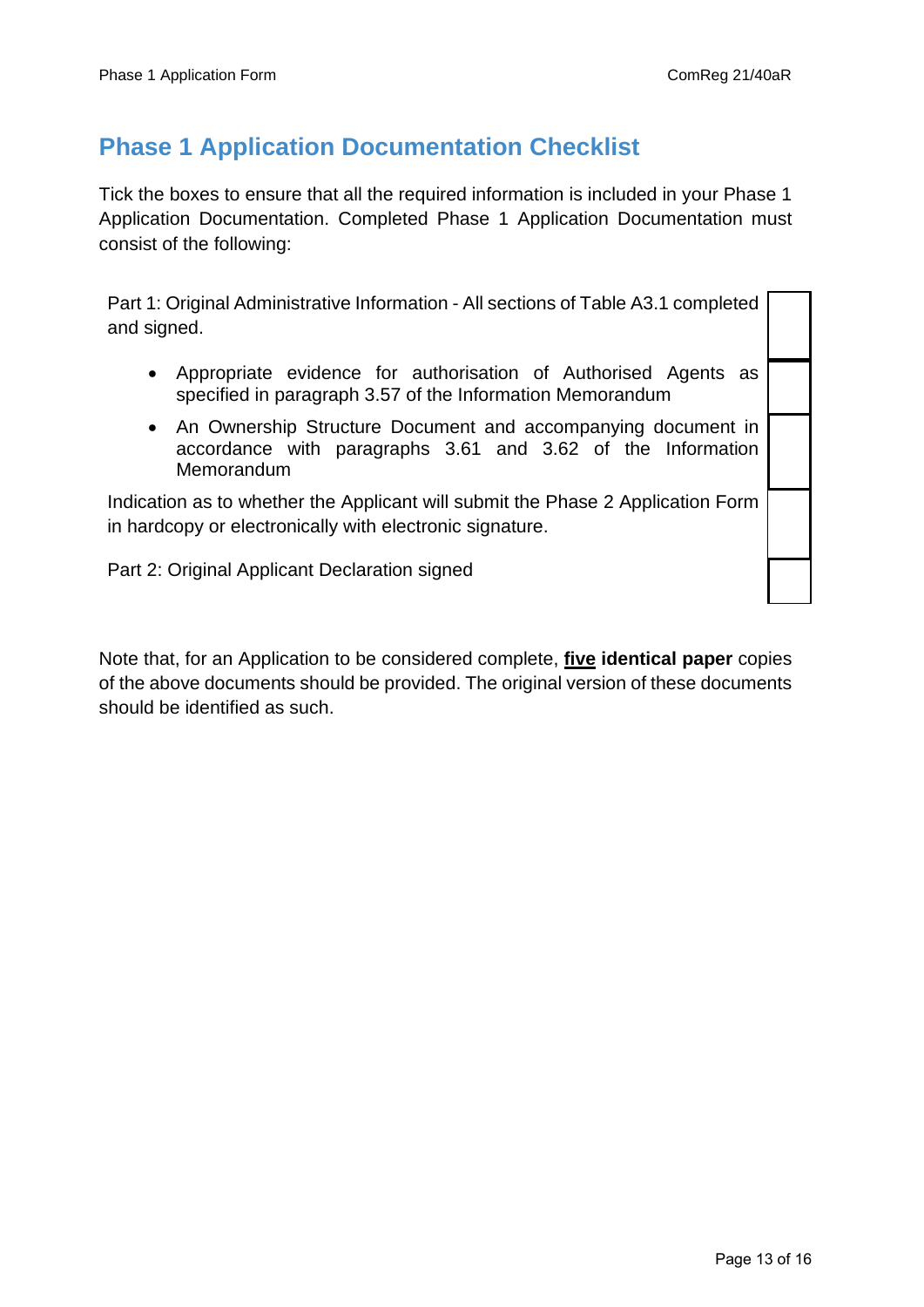## Phase 1 Application Documentation Checklist

Tick the boxes to ensure that all the required information is included in your Phase 1 Application Documentation. Completed Phase 1 Application Documentation must consist of the following:

| Item | Tick |
| --- | --- |
| Part 1: Original Administrative Information - All sections of Table A3.1 completed and signed. | |
| • Appropriate evidence for authorisation of Authorised Agents as specified in paragraph 3.57 of the Information Memorandum | |
| • An Ownership Structure Document and accompanying document in accordance with paragraphs 3.61 and 3.62 of the Information Memorandum | |
| Indication as to whether the Applicant will submit the Phase 2 Application Form in hardcopy or electronically with electronic signature. | |
| Part 2: Original Applicant Declaration signed | |

Note that, for an Application to be considered complete, **five identical paper** copies of the above documents should be provided. The original version of these documents should be identified as such.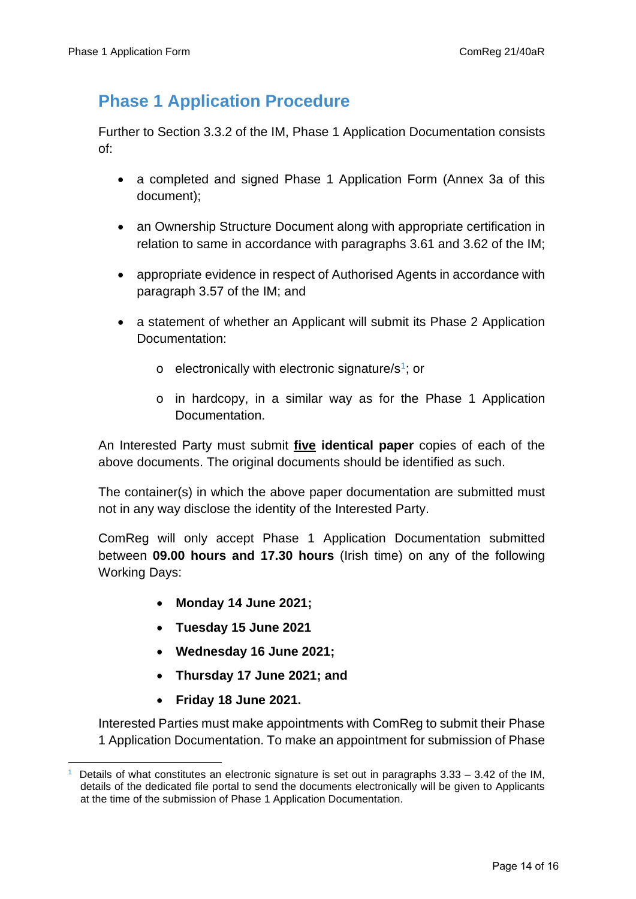## Phase 1 Application Procedure

Further to Section 3.3.2 of the IM, Phase 1 Application Documentation consists of:

- a completed and signed Phase 1 Application Form (Annex 3a of this document);
- an Ownership Structure Document along with appropriate certification in relation to same in accordance with paragraphs 3.61 and 3.62 of the IM;
- appropriate evidence in respect of Authorised Agents in accordance with paragraph 3.57 of the IM; and
- a statement of whether an Applicant will submit its Phase 2 Application Documentation:
  - electronically with electronic signature/s[1]; or
  - in hardcopy, in a similar way as for the Phase 1 Application Documentation.

An Interested Party must submit **five identical paper** copies of each of the above documents. The original documents should be identified as such.

The container(s) in which the above paper documentation are submitted must not in any way disclose the identity of the Interested Party.

ComReg will only accept Phase 1 Application Documentation submitted between **09.00 hours and 17.30 hours** (Irish time) on any of the following Working Days:

- **Monday 14 June 2021;**
- **Tuesday 15 June 2021**
- **Wednesday 16 June 2021;**
- **Thursday 17 June 2021; and**
- **Friday 18 June 2021.**

Interested Parties must make appointments with ComReg to submit their Phase 1 Application Documentation. To make an appointment for submission of Phase

[1] Details of what constitutes an electronic signature is set out in paragraphs 3.33 – 3.42 of the IM, details of the dedicated file portal to send the documents electronically will be given to Applicants at the time of the submission of Phase 1 Application Documentation.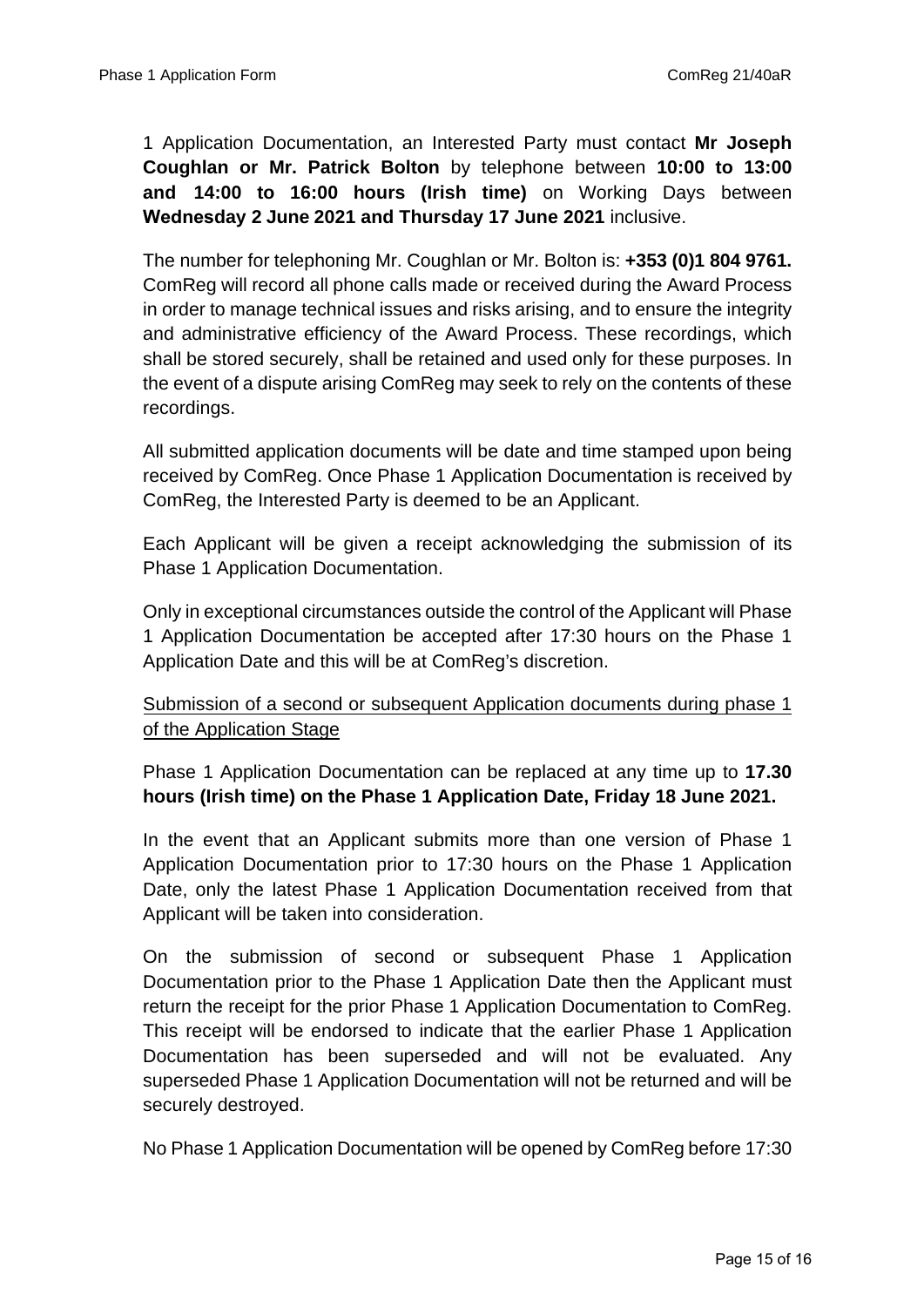1 Application Documentation, an Interested Party must contact **Mr Joseph Coughlan or Mr. Patrick Bolton** by telephone between **10:00 to 13:00 and 14:00 to 16:00 hours (Irish time)** on Working Days between **Wednesday 2 June 2021 and Thursday 17 June 2021** inclusive.

The number for telephoning Mr. Coughlan or Mr. Bolton is: **+353 (0)1 804 9761.** ComReg will record all phone calls made or received during the Award Process in order to manage technical issues and risks arising, and to ensure the integrity and administrative efficiency of the Award Process. These recordings, which shall be stored securely, shall be retained and used only for these purposes. In the event of a dispute arising ComReg may seek to rely on the contents of these recordings.

All submitted application documents will be date and time stamped upon being received by ComReg. Once Phase 1 Application Documentation is received by ComReg, the Interested Party is deemed to be an Applicant.

Each Applicant will be given a receipt acknowledging the submission of its Phase 1 Application Documentation.

Only in exceptional circumstances outside the control of the Applicant will Phase 1 Application Documentation be accepted after 17:30 hours on the Phase 1 Application Date and this will be at ComReg's discretion.

<u>Submission of a second or subsequent Application documents during phase 1 of the Application Stage</u>

Phase 1 Application Documentation can be replaced at any time up to **17.30 hours (Irish time) on the Phase 1 Application Date, Friday 18 June 2021.**

In the event that an Applicant submits more than one version of Phase 1 Application Documentation prior to 17:30 hours on the Phase 1 Application Date, only the latest Phase 1 Application Documentation received from that Applicant will be taken into consideration.

On the submission of second or subsequent Phase 1 Application Documentation prior to the Phase 1 Application Date then the Applicant must return the receipt for the prior Phase 1 Application Documentation to ComReg. This receipt will be endorsed to indicate that the earlier Phase 1 Application Documentation has been superseded and will not be evaluated. Any superseded Phase 1 Application Documentation will not be returned and will be securely destroyed.

No Phase 1 Application Documentation will be opened by ComReg before 17:30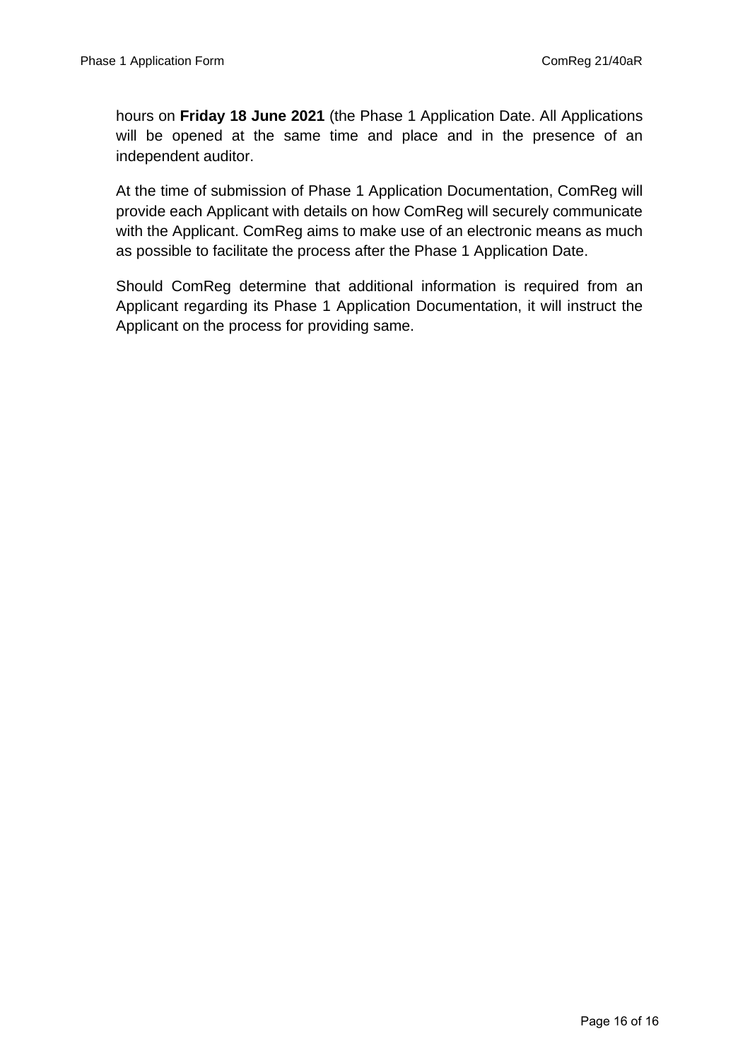hours on **Friday 18 June 2021** (the Phase 1 Application Date. All Applications will be opened at the same time and place and in the presence of an independent auditor.

At the time of submission of Phase 1 Application Documentation, ComReg will provide each Applicant with details on how ComReg will securely communicate with the Applicant. ComReg aims to make use of an electronic means as much as possible to facilitate the process after the Phase 1 Application Date.

Should ComReg determine that additional information is required from an Applicant regarding its Phase 1 Application Documentation, it will instruct the Applicant on the process for providing same.